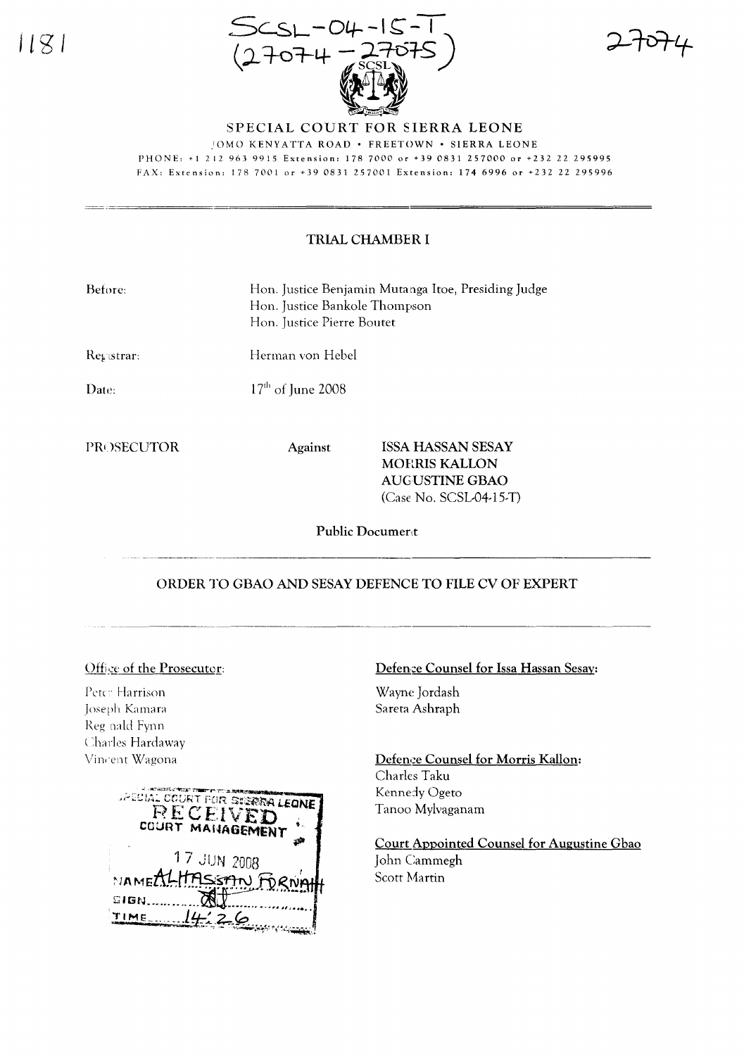1181

SCSL-04-15-T
(27074 - 27075)

27074

SPECIAL COURT FOR SIERRA LEONE

JOMO KENYATTA ROAD • FREETOWN • SIERRA LEONE

PHONE: +1 212 963 9915 Extension: 178 7000 or +39 0831 257000 or +232 22 295995

FAX: Extension: 178 7001 or +39 0831 257001 Extension: 174 6996 or +232 22 295996

## TRIAL CHAMBER I

Before: Hon. Justice Benjamin Mutanga Itoe, Presiding Judge
Hon. Justice Bankole Thompson
Hon. Justice Pierre Boutet

Registrar: Herman von Hebel

Date: 17th of June 2008

PROSECUTOR Against ISSA HASSAN SESAY
MORRIS KALLON
AUGUSTINE GBAO
(Case No. SCSL-04-15-T)

**Public Document**

## ORDER TO GBAO AND SESAY DEFENCE TO FILE CV OF EXPERT

Office of the Prosecutor:

Peter Harrison
Joseph Kamara
Reginald Fynn
Charles Hardaway
Vincent Wagona

SPECIAL COURT FOR SIERRA LEONE
RECEIVED
COURT MANAGEMENT
17 JUN 2008
NAME ALHASSAN FORNAH
SIGN
TIME 14:26

Defence Counsel for Issa Hassan Sesay:

Wayne Jordash
Sareta Ashraph

Defence Counsel for Morris Kallon:

Charles Taku
Kennedy Ogeto
Tanoo Mylvaganam

Court Appointed Counsel for Augustine Gbao

John Cammegh
Scott Martin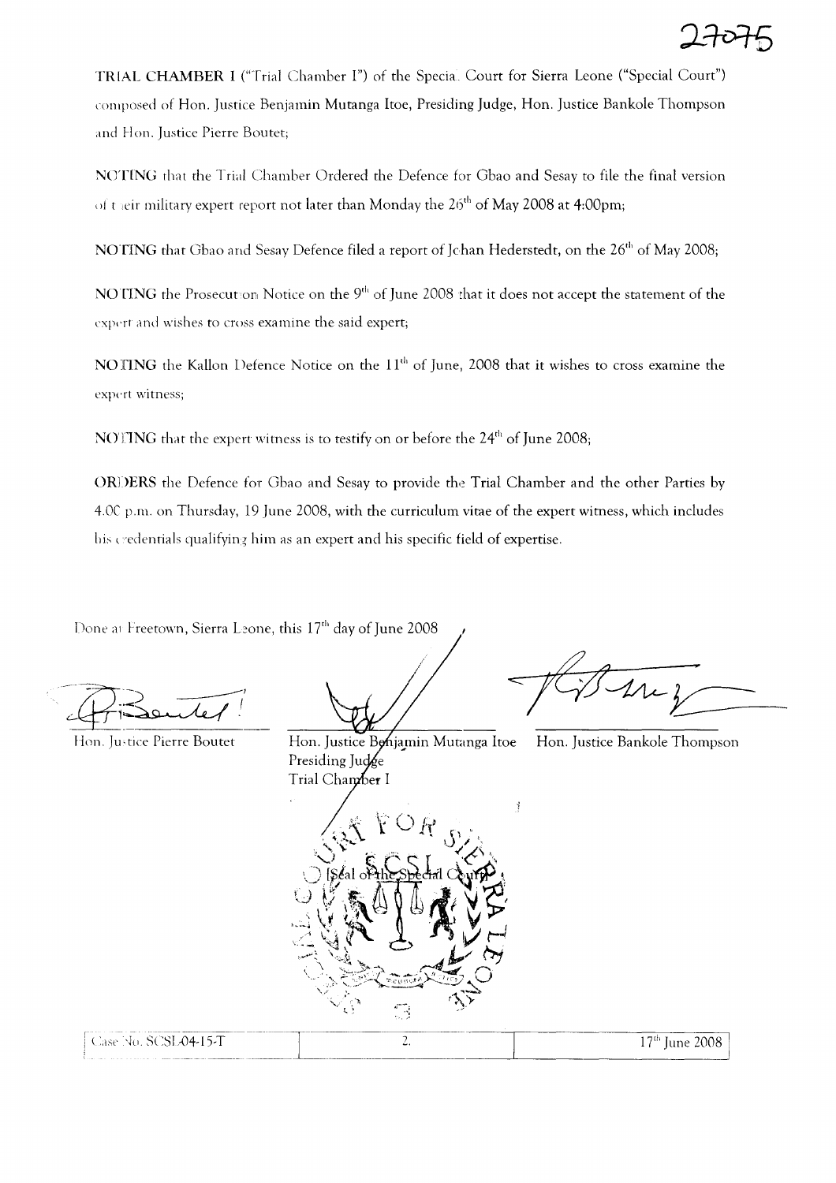**TRIAL CHAMBER I** ("Trial Chamber I") of the Special Court for Sierra Leone ("Special Court") composed of Hon. Justice Benjamin Mutanga Itoe, Presiding Judge, Hon. Justice Bankole Thompson and Hon. Justice Pierre Boutet;

**NOTING** that the Trial Chamber Ordered the Defence for Gbao and Sesay to file the final version of their military expert report not later than Monday the 26th of May 2008 at 4:00pm;

**NOTING** that Gbao and Sesay Defence filed a report of Johan Hederstedt, on the 26th of May 2008;

**NOTING** the Prosecution Notice on the 9th of June 2008 that it does not accept the statement of the expert and wishes to cross examine the said expert;

**NOTING** the Kallon Defence Notice on the 11th of June, 2008 that it wishes to cross examine the expert witness;

**NOTING** that the expert witness is to testify on or before the 24th of June 2008;

**ORDERS** the Defence for Gbao and Sesay to provide the Trial Chamber and the other Parties by 4.00 p.m. on Thursday, 19 June 2008, with the curriculum vitae of the expert witness, which includes his credentials qualifying him as an expert and his specific field of expertise.

Done at Freetown, Sierra Leone, this 17th day of June 2008

| | | |
|---|---|---|
| Hon. Justice Pierre Boutet | Hon. Justice Benjamin Mutanga Itoe<br>Presiding Judge<br>Trial Chamber I | Hon. Justice Bankole Thompson |

[Seal of the Special Court]